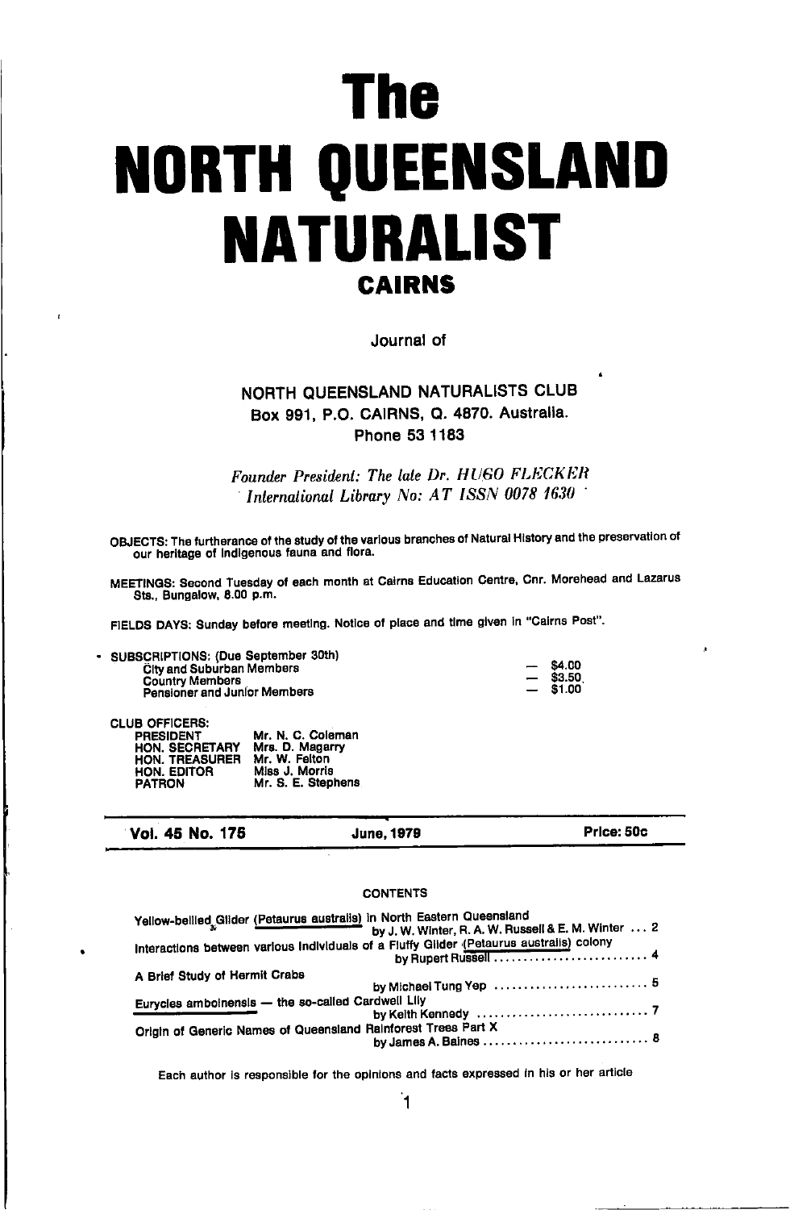# The NORTH QUEENSLAND NATURALIST

## CAIRNS

Journal of

**NORTH QUEENSLAND NATURALISTS CLUB**
**Box 991, P.O. CAIRNS, Q. 4870. Australia.**
**Phone 53 1183**

*Founder President: The late Dr. HUGO FLECKER*
*International Library No: AT ISSN 0078 1630*

OBJECTS: The furtherance of the study of the various branches of Natural History and the preservation of our heritage of indigenous fauna and flora.

MEETINGS: Second Tuesday of each month at Cairns Education Centre, Cnr. Morehead and Lazarus Sts., Bungalow, 8.00 p.m.

FIELDS DAYS: Sunday before meeting. Notice of place and time given in "Cairns Post".

SUBSCRIPTIONS: (Due September 30th)

| | |
|---|---|
| City and Suburban Members | — $4.00 |
| Country Members | — $3.50 |
| Pensioner and Junior Members | — $1.00 |

CLUB OFFICERS:

| | |
|---|---|
| PRESIDENT | Mr. N. C. Coleman |
| HON. SECRETARY | Mrs. D. Magarry |
| HON. TREASURER | Mr. W. Felton |
| HON. EDITOR | Miss J. Morris |
| PATRON | Mr. S. E. Stephens |

**Vol. 45 No. 175** — **June, 1979** — **Price: 50c**

CONTENTS

Yellow-bellied Glider (Petaurus australis) in North Eastern Queensland
by J. W. Winter, R. A. W. Russell & E. M. Winter ... 2

Interactions between various individuals of a Fluffy Glider (Petaurus australis) colony
by Rupert Russell ... 4

A Brief Study of Hermit Crabs
by Michael Tung Yep ... 5

Eurycles amboinensis — the so-called Cardwell Lily
by Keith Kennedy ... 7

Origin of Generic Names of Queensland Rainforest Trees Part X
by James A. Baines ... 8

Each author is responsible for the opinions and facts expressed in his or her article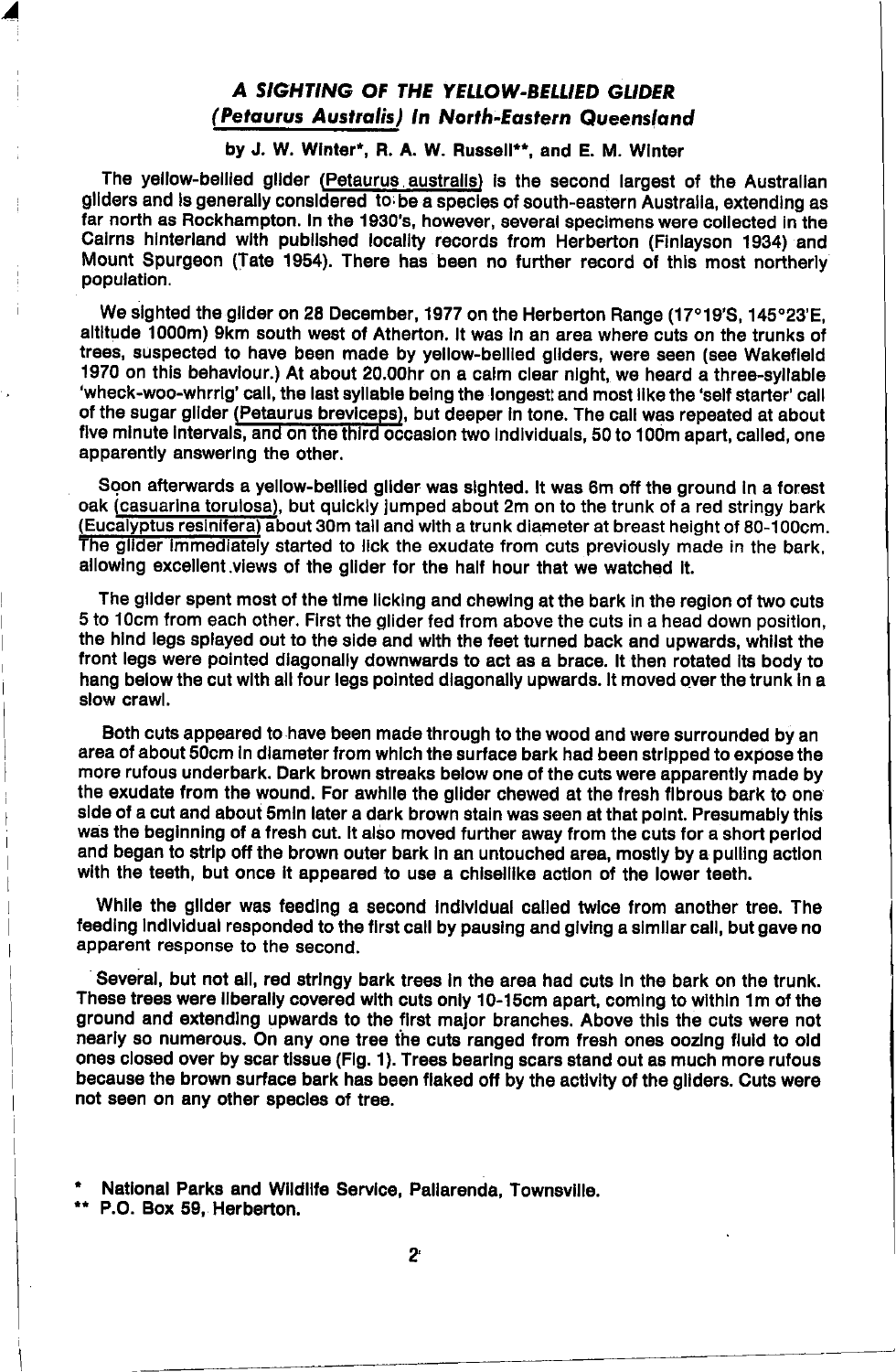## *A SIGHTING OF THE YELLOW-BELLIED GLIDER (Petaurus Australis) In North-Eastern Queensland*

**by J. W. Winter\*, R. A. W. Russell\*\*, and E. M. Winter**

The yellow-bellied glider (Petaurus australis) is the second largest of the Australian gliders and is generally considered to be a species of south-eastern Australia, extending as far north as Rockhampton. In the 1930's, however, several specimens were collected in the Cairns hinterland with published locality records from Herberton (Finlayson 1934) and Mount Spurgeon (Tate 1954). There has been no further record of this most northerly population.

We sighted the glider on 28 December, 1977 on the Herberton Range (17°19'S, 145°23'E, altitude 1000m) 9km south west of Atherton. It was in an area where cuts on the trunks of trees, suspected to have been made by yellow-bellied gliders, were seen (see Wakefield 1970 on this behaviour.) At about 20.00hr on a calm clear night, we heard a three-syllable 'wheck-woo-whrrig' call, the last syllable being the longest and most like the 'self starter' call of the sugar glider (Petaurus breviceps), but deeper in tone. The call was repeated at about five minute intervals, and on the third occasion two individuals, 50 to 100m apart, called, one apparently answering the other.

Soon afterwards a yellow-bellied glider was sighted. It was 6m off the ground in a forest oak (casuarina torulosa), but quickly jumped about 2m on to the trunk of a red stringy bark (Eucalyptus resinifera) about 30m tall and with a trunk diameter at breast height of 80-100cm. The glider immediately started to lick the exudate from cuts previously made in the bark, allowing excellent views of the glider for the half hour that we watched it.

The glider spent most of the time licking and chewing at the bark in the region of two cuts 5 to 10cm from each other. First the glider fed from above the cuts in a head down position, the hind legs splayed out to the side and with the feet turned back and upwards, whilst the front legs were pointed diagonally downwards to act as a brace. It then rotated its body to hang below the cut with all four legs pointed diagonally upwards. It moved over the trunk in a slow crawl.

Both cuts appeared to have been made through to the wood and were surrounded by an area of about 50cm in diameter from which the surface bark had been stripped to expose the more rufous underbark. Dark brown streaks below one of the cuts were apparently made by the exudate from the wound. For awhile the glider chewed at the fresh fibrous bark to one side of a cut and about 5min later a dark brown stain was seen at that point. Presumably this was the beginning of a fresh cut. It also moved further away from the cuts for a short period and began to strip off the brown outer bark in an untouched area, mostly by a pulling action with the teeth, but once it appeared to use a chisellike action of the lower teeth.

While the glider was feeding a second individual called twice from another tree. The feeding individual responded to the first call by pausing and giving a similar call, but gave no apparent response to the second.

Several, but not all, red stringy bark trees in the area had cuts in the bark on the trunk. These trees were liberally covered with cuts only 10-15cm apart, coming to within 1m of the ground and extending upwards to the first major branches. Above this the cuts were not nearly so numerous. On any one tree the cuts ranged from fresh ones oozing fluid to old ones closed over by scar tissue (Fig. 1). Trees bearing scars stand out as much more rufous because the brown surface bark has been flaked off by the activity of the gliders. Cuts were not seen on any other species of tree.

\* National Parks and Wildlife Service, Pallarenda, Townsville.

\*\* P.O. Box 59, Herberton.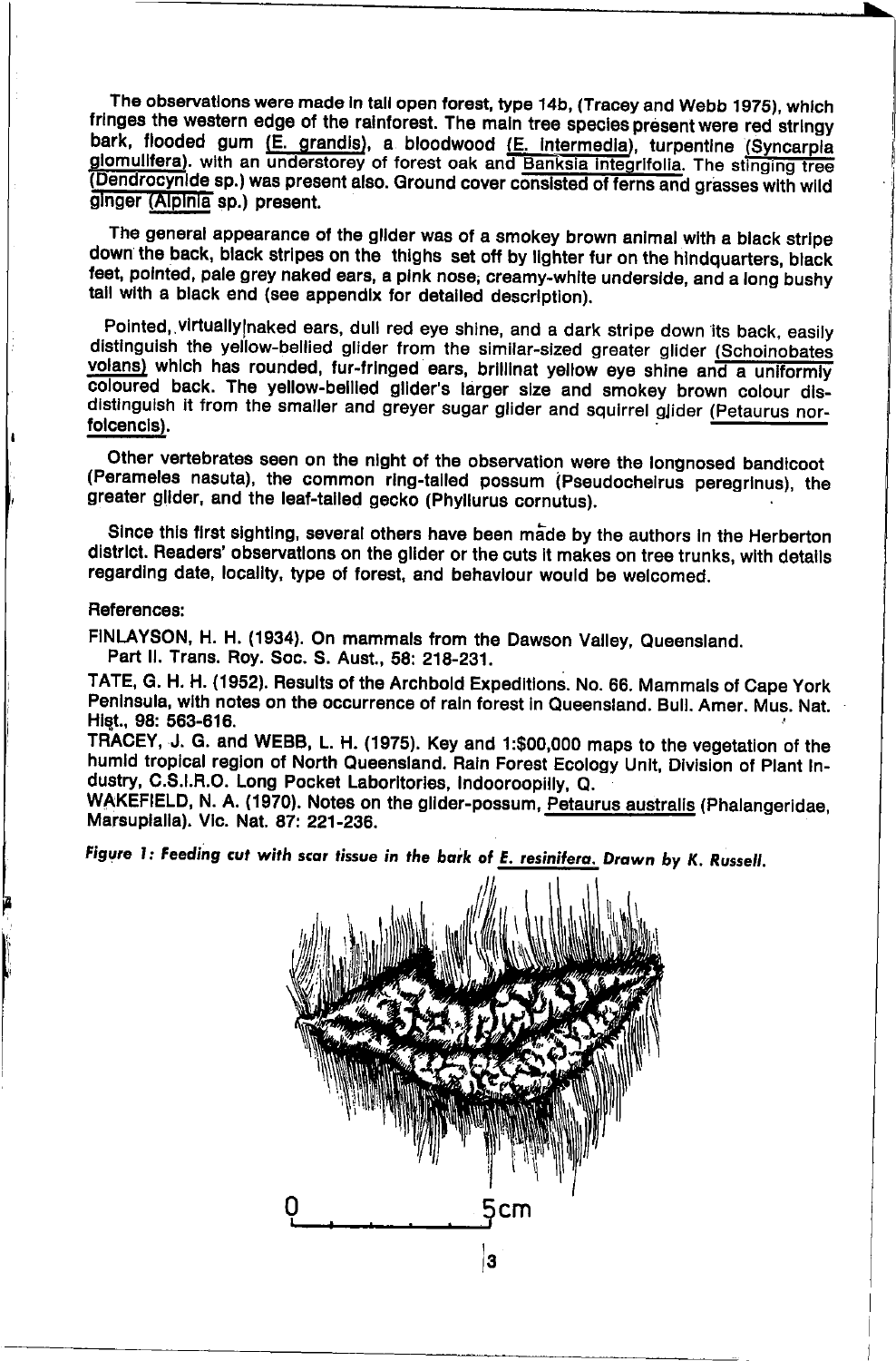The observations were made in tall open forest, type 14b, (Tracey and Webb 1975), which fringes the western edge of the rainforest. The main tree species present were red stringy bark, flooded gum (E. grandis), a bloodwood (E. intermedia), turpentine (Syncarpia glomulifera). with an understorey of forest oak and Banksia integrifolia. The stinging tree (Dendrocynide sp.) was present also. Ground cover consisted of ferns and grasses with wild ginger (Alpinia sp.) present.

The general appearance of the glider was of a smokey brown animal with a black stripe down the back, black stripes on the thighs set off by lighter fur on the hindquarters, black feet, pointed, pale grey naked ears, a pink nose, creamy-white underside, and a long bushy tail with a black end (see appendix for detailed description).

Pointed, virtually naked ears, dull red eye shine, and a dark stripe down its back, easily distinguish the yellow-bellied glider from the similar-sized greater glider (Schoinobates volans) which has rounded, fur-fringed ears, brillinat yellow eye shine and a uniformly coloured back. The yellow-bellied glider's larger size and smokey brown colour disdistinguish it from the smaller and greyer sugar glider and squirrel glider (Petaurus norfolcencis).

Other vertebrates seen on the night of the observation were the longnosed bandicoot (Perameles nasuta), the common ring-tailed possum (Pseudocheirus peregrinus), the greater glider, and the leaf-tailed gecko (Phyllurus cornutus).

Since this first sighting, several others have been made by the authors in the Herberton district. Readers' observations on the glider or the cuts it makes on tree trunks, with details regarding date, locality, type of forest, and behaviour would be welcomed.

References:

FINLAYSON, H. H. (1934). On mammals from the Dawson Valley, Queensland. Part II. Trans. Roy. Soc. S. Aust., 58: 218-231.

TATE, G. H. H. (1952). Results of the Archbold Expeditions. No. 66. Mammals of Cape York Peninsula, with notes on the occurrence of rain forest in Queensland. Bull. Amer. Mus. Nat. Hist., 98: 563-616.

TRACEY, J. G. and WEBB, L. H. (1975). Key and 1:$00,000 maps to the vegetation of the humid tropical region of North Queensland. Rain Forest Ecology Unit, Division of Plant Industry, C.S.I.R.O. Long Pocket Laboritories, Indooroopilly, Q.

WAKEFIELD, N. A. (1970). Notes on the glider-possum, Petaurus australis (Phalangeridae, Marsupialia). Vic. Nat. 87: 221-236.

*Figure 1: Feeding cut with scar tissue in the bark of E. resinifera. Drawn by K. Russell.*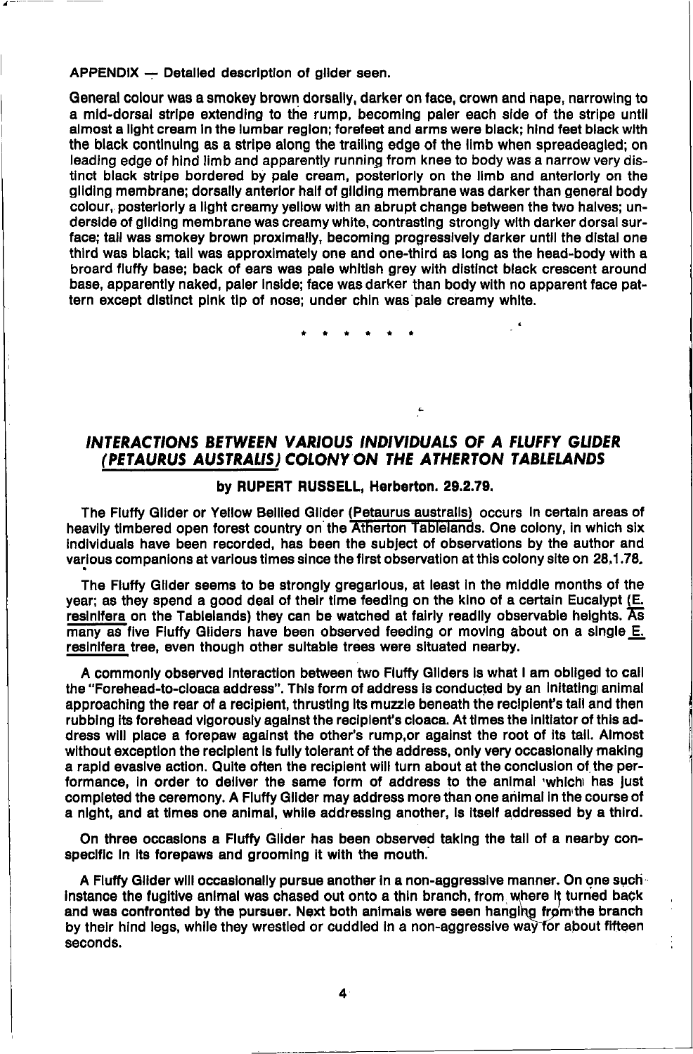APPENDIX — Detailed description of glider seen.

General colour was a smokey brown dorsally, darker on face, crown and nape, narrowing to a mid-dorsal stripe extending to the rump, becoming paler each side of the stripe until almost a light cream in the lumbar region; forefeet and arms were black; hind feet black with the black continuing as a stripe along the trailing edge of the limb when spreadeagled; on leading edge of hind limb and apparently running from knee to body was a narrow very distinct black stripe bordered by pale cream, posteriorly on the limb and anteriorly on the gliding membrane; dorsally anterior half of gliding membrane was darker than general body colour, posteriorly a light creamy yellow with an abrupt change between the two halves; underside of gliding membrane was creamy white, contrasting strongly with darker dorsal surface; tail was smokey brown proximally, becoming progressively darker until the distal one third was black; tail was approximately one and one-third as long as the head-body with a broard fluffy base; back of ears was pale whitish grey with distinct black crescent around base, apparently naked, paler inside; face was darker than body with no apparent face pattern except distinct pink tip of nose; under chin was pale creamy white.

\* \* \* \* \* \*

## *INTERACTIONS BETWEEN VARIOUS INDIVIDUALS OF A FLUFFY GLIDER (PETAURUS AUSTRALIS) COLONY ON THE ATHERTON TABLELANDS*

**by RUPERT RUSSELL, Herberton. 29.2.79.**

The Fluffy Glider or Yellow Bellied Glider (Petaurus australis) occurs in certain areas of heavily timbered open forest country on the Atherton Tablelands. One colony, in which six individuals have been recorded, has been the subject of observations by the author and various companions at various times since the first observation at this colony site on 28.1.78.

The Fluffy Glider seems to be strongly gregarious, at least in the middle months of the year; as they spend a good deal of their time feeding on the kino of a certain Eucalypt (E. resinifera on the Tablelands) they can be watched at fairly readily observable heights. As many as five Fluffy Gliders have been observed feeding or moving about on a single E. resinifera tree, even though other suitable trees were situated nearby.

A commonly observed interaction between two Fluffy Gliders is what I am obliged to call the "Forehead-to-cloaca address". This form of address is conducted by an initating animal approaching the rear of a recipient, thrusting its muzzle beneath the recipient's tail and then rubbing its forehead vigorously against the recipient's cloaca. At times the initiator of this address will place a forepaw against the other's rump,or against the root of its tail. Almost without exception the recipient is fully tolerant of the address, only very occasionally making a rapid evasive action. Quite often the recipient will turn about at the conclusion of the performance, in order to deliver the same form of address to the animal which has just completed the ceremony. A Fluffy Glider may address more than one animal in the course of a night, and at times one animal, while addressing another, is itself addressed by a third.

On three occasions a Fluffy Glider has been observed taking the tail of a nearby conspecific in its forepaws and grooming it with the mouth.

A Fluffy Glider will occasionally pursue another in a non-aggressive manner. On one such instance the fugitive animal was chased out onto a thin branch, from where it turned back and was confronted by the pursuer. Next both animals were seen hanging from the branch by their hind legs, while they wrestled or cuddled in a non-aggressive way for about fifteen seconds.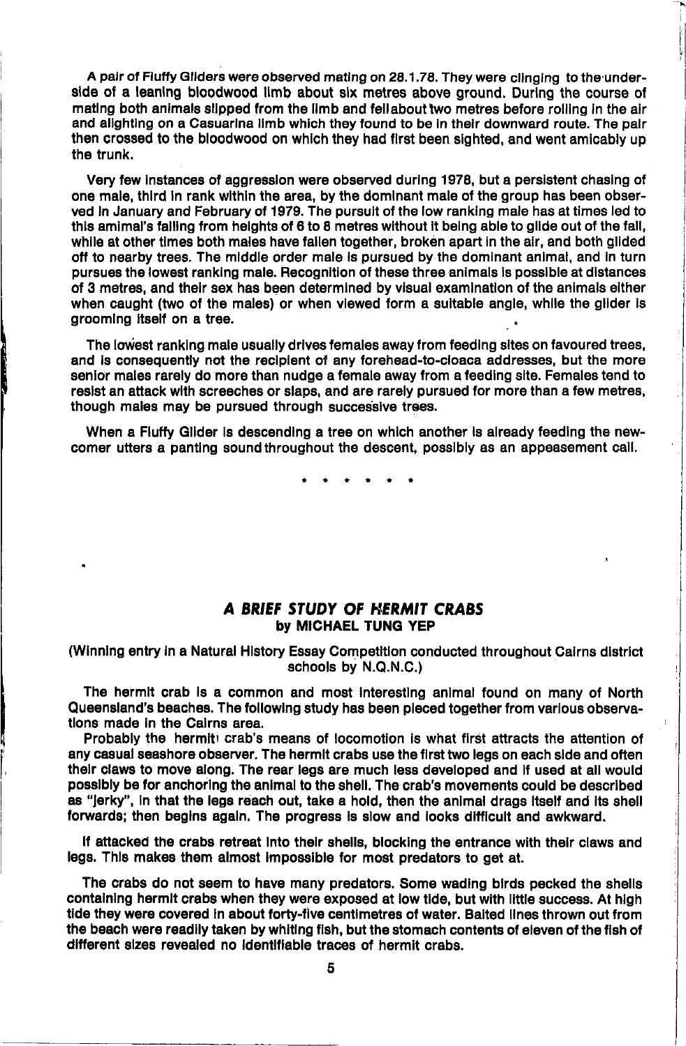A pair of Fluffy Gliders were observed mating on 28.1.78. They were clinging to the underside of a leaning bloodwood limb about six metres above ground. During the course of mating both animals slipped from the limb and fell about two metres before rolling in the air and alighting on a Casuarina limb which they found to be in their downward route. The pair then crossed to the bloodwood on which they had first been sighted, and went amicably up the trunk.

Very few instances of aggression were observed during 1978, but a persistent chasing of one male, third in rank within the area, by the dominant male of the group has been observed in January and February of 1979. The pursuit of the low ranking male has at times led to this amimal's falling from heights of 6 to 8 metres without it being able to glide out of the fall, while at other times both males have fallen together, broken apart in the air, and both glided off to nearby trees. The middle order male is pursued by the dominant animal, and in turn pursues the lowest ranking male. Recognition of these three animals is possible at distances of 3 metres, and their sex has been determined by visual examination of the animals either when caught (two of the males) or when viewed form a suitable angle, while the glider is grooming itself on a tree.

The lowest ranking male usually drives females away from feeding sites on favoured trees, and is consequently not the recipient of any forehead-to-cloaca addresses, but the more senior males rarely do more than nudge a female away from a feeding site. Females tend to resist an attack with screeches or slaps, and are rarely pursued for more than a few metres, though males may be pursued through successive trees.

When a Fluffy Glider is descending a tree on which another is already feeding the newcomer utters a panting sound throughout the descent, possibly as an appeasement call.

\* \* \* \* \* \*

## *A BRIEF STUDY OF HERMIT CRABS*

**by MICHAEL TUNG YEP**

(Winning entry in a Natural History Essay Competition conducted throughout Cairns district schools by N.Q.N.C.)

The hermit crab is a common and most interesting animal found on many of North Queensland's beaches. The following study has been pieced together from various observations made in the Cairns area.

Probably the hermit crab's means of locomotion is what first attracts the attention of any casual seashore observer. The hermit crabs use the first two legs on each side and often their claws to move along. The rear legs are much less developed and if used at all would possibly be for anchoring the animal to the shell. The crab's movements could be described as "jerky", in that the legs reach out, take a hold, then the animal drags itself and its shell forwards; then begins again. The progress is slow and looks difficult and awkward.

If attacked the crabs retreat into their shells, blocking the entrance with their claws and legs. This makes them almost impossible for most predators to get at.

The crabs do not seem to have many predators. Some wading birds pecked the shells containing hermit crabs when they were exposed at low tide, but with little success. At high tide they were covered in about forty-five centimetres of water. Baited lines thrown out from the beach were readily taken by whiting fish, but the stomach contents of eleven of the fish of different sizes revealed no identifiable traces of hermit crabs.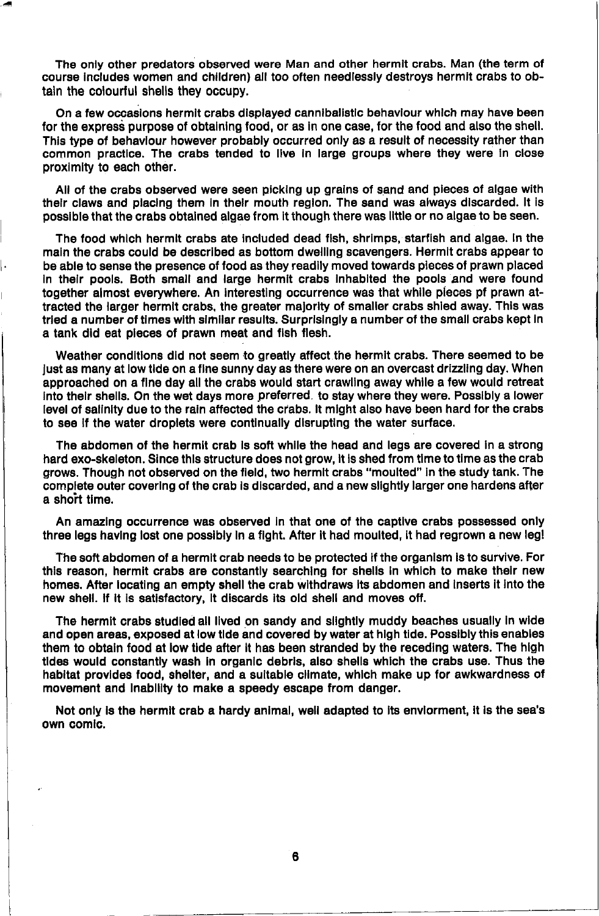The only other predators observed were Man and other hermit crabs. Man (the term of course includes women and children) all too often needlessly destroys hermit crabs to obtain the colourful shells they occupy.

On a few occasions hermit crabs displayed cannibalistic behaviour which may have been for the express purpose of obtaining food, or as in one case, for the food and also the shell. This type of behaviour however probably occurred only as a result of necessity rather than common practice. The crabs tended to live in large groups where they were in close proximity to each other.

All of the crabs observed were seen picking up grains of sand and pieces of algae with their claws and placing them in their mouth region. The sand was always discarded. It is possible that the crabs obtained algae from it though there was little or no algae to be seen.

The food which hermit crabs ate included dead fish, shrimps, starfish and algae. In the main the crabs could be described as bottom dwelling scavengers. Hermit crabs appear to be able to sense the presence of food as they readily moved towards pieces of prawn placed in their pools. Both small and large hermit crabs inhabited the pools and were found together almost everywhere. An interesting occurrence was that while pieces pf prawn attracted the larger hermit crabs, the greater majority of smaller crabs shied away. This was tried a number of times with similar results. Surprisingly a number of the small crabs kept in a tank did eat pieces of prawn meat and fish flesh.

Weather conditions did not seem to greatly affect the hermit crabs. There seemed to be just as many at low tide on a fine sunny day as there were on an overcast drizzling day. When approached on a fine day all the crabs would start crawling away while a few would retreat into their shells. On the wet days more preferred. to stay where they were. Possibly a lower level of salinity due to the rain affected the crabs. It might also have been hard for the crabs to see if the water droplets were continually disrupting the water surface.

The abdomen of the hermit crab is soft while the head and legs are covered in a strong hard exo-skeleton. Since this structure does not grow, it is shed from time to time as the crab grows. Though not observed on the field, two hermit crabs "moulted" in the study tank. The complete outer covering of the crab is discarded, and a new slightly larger one hardens after a short time.

An amazing occurrence was observed in that one of the captive crabs possessed only three legs having lost one possibly in a fight. After it had moulted, it had regrown a new leg!

The soft abdomen of a hermit crab needs to be protected if the organism is to survive. For this reason, hermit crabs are constantly searching for shells in which to make their new homes. After locating an empty shell the crab withdraws its abdomen and inserts it into the new shell. If it is satisfactory, it discards its old shell and moves off.

The hermit crabs studied all lived on sandy and slightly muddy beaches usually in wide and open areas, exposed at low tide and covered by water at high tide. Possibly this enables them to obtain food at low tide after it has been stranded by the receding waters. The high tides would constantly wash in organic debris, also shells which the crabs use. Thus the habitat provides food, shelter, and a suitable climate, which make up for awkwardness of movement and inability to make a speedy escape from danger.

Not only is the hermit crab a hardy animal, well adapted to its enviorment, it is the sea's own comic.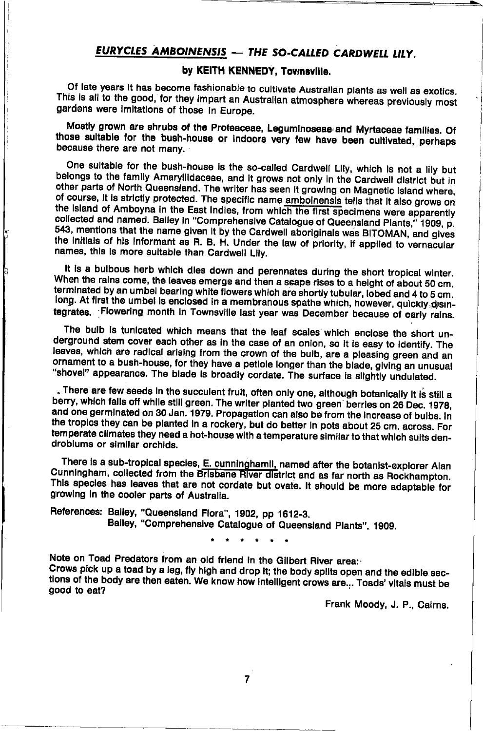## *EURYCLES AMBOINENSIS* — *THE SO-CALLED CARDWELL LILY.*

**by KEITH KENNEDY, Townsville.**

Of late years it has become fashionable to cultivate Australian plants as well as exotics. This is all to the good, for they impart an Australian atmosphere whereas previously most gardens were imitations of those in Europe.

Mostly grown are shrubs of the Proteaceae, Leguminoseae and Myrtaceae families. Of those suitable for the bush-house or indoors very few have been cultivated, perhaps because there are not many.

One suitable for the bush-house is the so-called Cardwell Lily, which is not a lily but belongs to the family Amaryllidaceae, and it grows not only in the Cardwell district but in other parts of North Queensland. The writer has seen it growing on Magnetic Island where, of course, it is strictly protected. The specific name amboinensis tells that it also grows on the island of Amboyna in the East Indies, from which the first specimens were apparently collected and named. Bailey in "Comprehensive Catalogue of Queensland Plants," 1909, p. 543, mentions that the name given it by the Cardwell aboriginals was BITOMAN, and gives the initials of his informant as R. B. H. Under the law of priority, if applied to vernacular names, this is more suitable than Cardwell Lily.

It is a bulbous herb which dies down and perennates during the short tropical winter. When the rains come, the leaves emerge and then a scape rises to a height of about 50 cm. terminated by an umbel bearing white flowers which are shortly tubular, lobed and 4 to 5 cm. long. At first the umbel is enclosed in a membranous spathe which, however, quickly disintegrates. Flowering month in Townsville last year was December because of early rains.

The bulb is tunicated which means that the leaf scales which enclose the short underground stem cover each other as in the case of an onion, so it is easy to identify. The leaves, which are radical arising from the crown of the bulb, are a pleasing green and an ornament to a bush-house, for they have a petiole longer than the blade, giving an unusual "shovel" appearance. The blade is broadly cordate. The surface is slightly undulated.

There are few seeds in the succulent fruit, often only one, although botanically it is still a berry, which falls off while still green. The writer planted two green berries on 26 Dec. 1978, and one germinated on 30 Jan. 1979. Propagation can also be from the increase of bulbs. In the tropics they can be planted in a rockery, but do better in pots about 25 cm. across. For temperate climates they need a hot-house with a temperature similar to that which suits dendrobiums or similar orchids.

There is a sub-tropical species, E. cunninghamii, named after the botanist-explorer Alan Cunningham, collected from the Brisbane River district and as far north as Rockhampton. This species has leaves that are not cordate but ovate. It should be more adaptable for growing in the cooler parts of Australia.

References: Bailey, "Queensland Flora", 1902, pp 1612-3.
Bailey, "Comprehensive Catalogue of Queensland Plants", 1909.

\* \* \* \* \* \* \*

Note on Toad Predators from an old friend in the Gilbert River area:
Crows pick up a toad by a leg, fly high and drop it; the body splits open and the edible sections of the body are then eaten. We know how intelligent crows are... Toads' vitals must be good to eat?

Frank Moody, J. P., Cairns.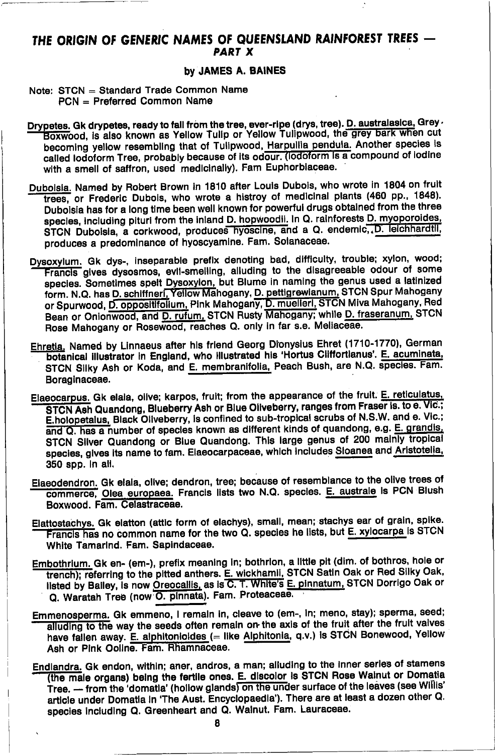## THE ORIGIN OF GENERIC NAMES OF QUEENSLAND RAINFOREST TREES — PART X

### by JAMES A. BAINES

Note: STCN = Standard Trade Common Name
PCN = Preferred Common Name

Drypetes. Gk drypetes, ready to fall from the tree, ever-ripe (drys, tree). D. australasica, Grey Boxwood, is also known as Yellow Tulip or Yellow Tulipwood, the grey bark when cut becoming yellow resembling that of Tulipwood, Harpullia pendula. Another species is called Iodoform Tree, probably because of its odour. (Iodoform is a compound of iodine with a smell of saffron, used medicinally). Fam Euphorbiaceae.

Duboisia. Named by Robert Brown in 1810 after Louis Dubois, who wrote in 1804 on fruit trees, or Frederic Dubois, who wrote a histroy of medicinal plants (460 pp., 1848). Duboisia has for a long time been well known for powerful drugs obtained from the three species, including pituri from the inland D. hopwoodii. In Q. rainforests D. myoporoides, STCN Duboisia, a corkwood, produces hyoscine, and a Q. endemic, D. leichhardtii, produces a predominance of hyoscyamine. Fam. Solanaceae.

Dysoxylum. Gk dys-, inseparable prefix denoting bad, difficulty, trouble; xylon, wood; Francis gives dysosmos, evil-smelling, alluding to the disagreeable odour of some species. Sometimes spelt Dysoxylon, but Blume in naming the genus used a latinized form. N.Q. has D. schiffneri, Yellow Mahogany, D. pettigrewianum, STCN Spur Mahogany or Spurwood, D. oppositifolium, Pink Mahogany, D. muelleri, STCN Miva Mahogany, Red Bean or Onionwood, and D. rufum, STCN Rusty Mahogany; while D. fraseranum, STCN Rose Mahogany or Rosewood, reaches Q. only in far s.e. Meliaceae.

Ehretia. Named by Linnaeus after his friend Georg Dionysius Ehret (1710-1770), German botanical illustrator in England, who illustrated his 'Hortus Cliffortianus'. E. acuminata, STCN Silky Ash or Koda, and E. membranifolia, Peach Bush, are N.Q. species. Fam. Boraginaceae.

Elaeocarpus. Gk elaia, olive; karpos, fruit; from the appearance of the fruit. E. reticulatus, STCN Ash Quandong, Blueberry Ash or Blue Oliveberry, ranges from Fraser Is. to e. Vic.; E.holopetalus, Black Oliveberry, is confined to sub-tropical scrubs of N.S.W. and e. Vic.; and Q. has a number of species known as different kinds of quandong, e.g. E. grandis, STCN Silver Quandong or Blue Quandong. This large genus of 200 mainly tropical species, gives its name to fam. Elaeocarpaceae, which includes Sloanea and Aristotelia, 350 spp. in all.

Elaeodendron. Gk elaia, olive; dendron, tree; because of resemblance to the olive trees of commerce, Olea europaea. Francis lists two N.Q. species. E. australe is PCN Blush Boxwood. Fam. Celastraceae.

Elattostachys. Gk elatton (attic form of elachys), small, mean; stachys ear of grain, spike. Francis has no common name for the two Q. species he lists, but E. xylocarpa is STCN White Tamarind. Fam. Sapindaceae.

Embothrium. Gk en- (em-), prefix meaning in; bothrion, a little pit (dim. of bothros, hole or trench); referring to the pitted anthers. E. wickhamii, STCN Satin Oak or Red Silky Oak, listed by Bailey, is now Oreocallis, as is C. T. White's E. pinnatum, STCN Dorrigo Oak or Q. Waratah Tree (now O. pinnata). Fam. Proteaceae.

Emmenosperma. Gk emmeno, I remain in, cleave to (em-, in; meno, stay); sperma, seed; alluding to the way the seeds often remain on the axis of the fruit after the fruit valves have fallen away. E. alphitonioides (= like Alphitonia, q.v.) is STCN Bonewood, Yellow Ash or Pink Ooline. Fam. Rhamnaceae.

Endiandra. Gk endon, within; aner, andros, a man; alluding to the inner series of stamens (the male organs) being the fertile ones. E. discolor is STCN Rose Walnut or Domatia Tree. — from the 'domatia' (hollow glands) on the under surface of the leaves (see Willis' article under Domatia in 'The Aust. Encyclopaedia'). There are at least a dozen other Q. species including Q. Greenheart and Q. Walnut. Fam. Lauraceae.